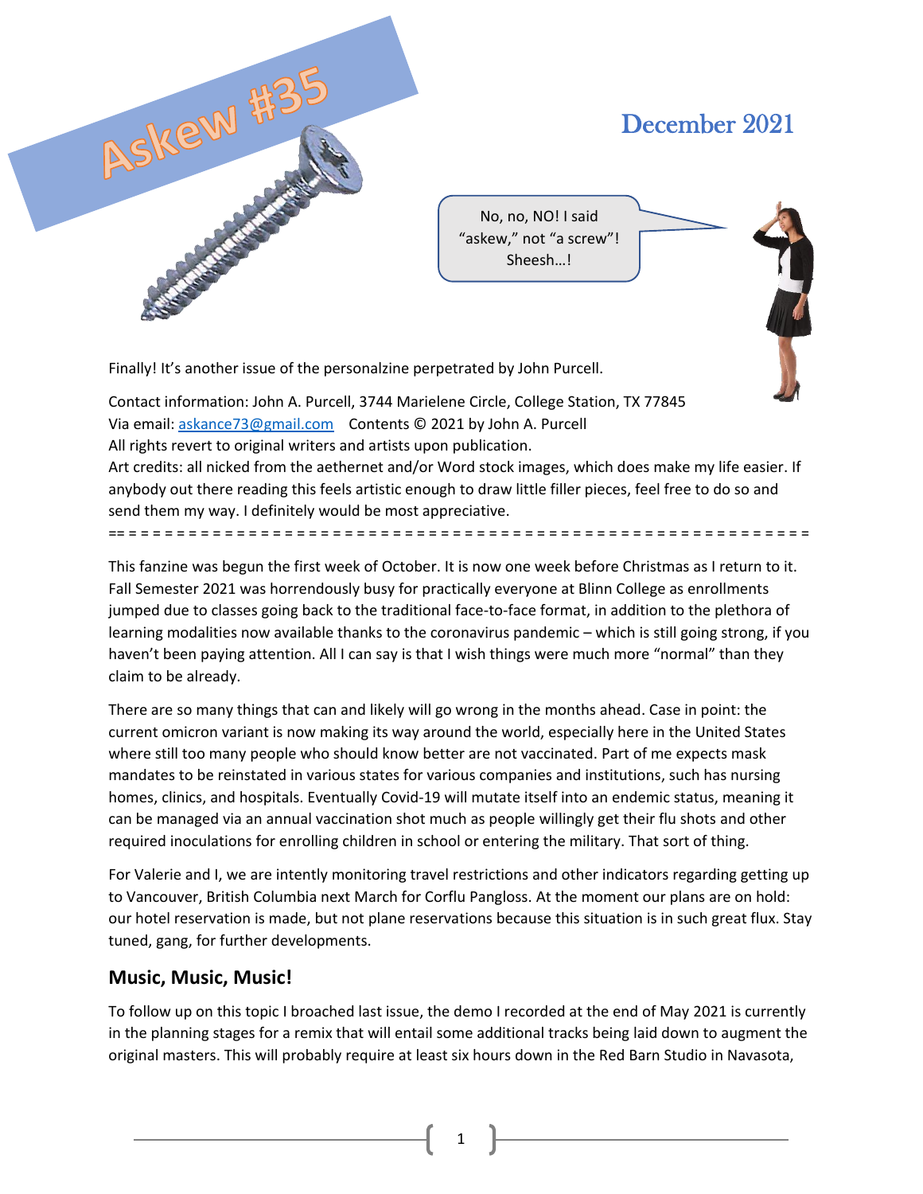# Askew #35

December 2021

No, no, NO! I said "askew," not "a screw"! Sheesh…!

Finally! It's another issue of the personalzine perpetrated by John Purcell.

Contact information: John A. Purcell, 3744 Marielene Circle, College Station, TX 77845
Via email: askance73@gmail.com Contents © 2021 by John A. Purcell
All rights revert to original writers and artists upon publication.
Art credits: all nicked from the aethernet and/or Word stock images, which does make my life easier. If anybody out there reading this feels artistic enough to draw little filler pieces, feel free to do so and send them my way. I definitely would be most appreciative.

== = = = = = = = = = = = = = = = = = = = = = = = = = = = = = = = = = = = = = = = = = = = = = = = = = = = = = = = = = =

This fanzine was begun the first week of October. It is now one week before Christmas as I return to it. Fall Semester 2021 was horrendously busy for practically everyone at Blinn College as enrollments jumped due to classes going back to the traditional face-to-face format, in addition to the plethora of learning modalities now available thanks to the coronavirus pandemic – which is still going strong, if you haven't been paying attention. All I can say is that I wish things were much more "normal" than they claim to be already.

There are so many things that can and likely will go wrong in the months ahead. Case in point: the current omicron variant is now making its way around the world, especially here in the United States where still too many people who should know better are not vaccinated. Part of me expects mask mandates to be reinstated in various states for various companies and institutions, such has nursing homes, clinics, and hospitals. Eventually Covid-19 will mutate itself into an endemic status, meaning it can be managed via an annual vaccination shot much as people willingly get their flu shots and other required inoculations for enrolling children in school or entering the military. That sort of thing.

For Valerie and I, we are intently monitoring travel restrictions and other indicators regarding getting up to Vancouver, British Columbia next March for Corflu Pangloss. At the moment our plans are on hold: our hotel reservation is made, but not plane reservations because this situation is in such great flux. Stay tuned, gang, for further developments.

## Music, Music, Music!

To follow up on this topic I broached last issue, the demo I recorded at the end of May 2021 is currently in the planning stages for a remix that will entail some additional tracks being laid down to augment the original masters. This will probably require at least six hours down in the Red Barn Studio in Navasota,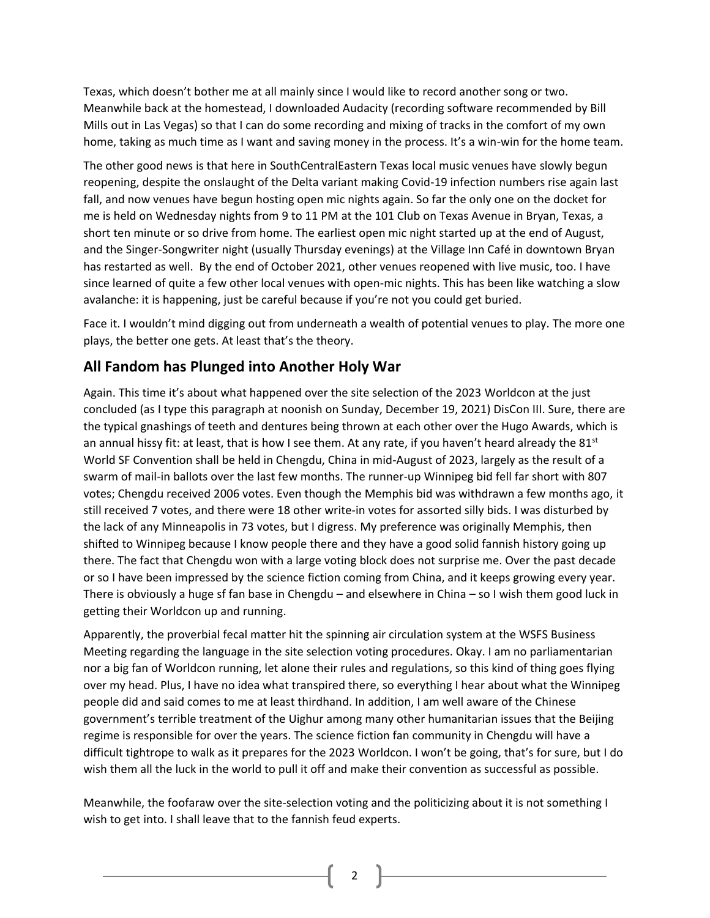Texas, which doesn't bother me at all mainly since I would like to record another song or two. Meanwhile back at the homestead, I downloaded Audacity (recording software recommended by Bill Mills out in Las Vegas) so that I can do some recording and mixing of tracks in the comfort of my own home, taking as much time as I want and saving money in the process. It's a win-win for the home team.

The other good news is that here in SouthCentralEastern Texas local music venues have slowly begun reopening, despite the onslaught of the Delta variant making Covid-19 infection numbers rise again last fall, and now venues have begun hosting open mic nights again. So far the only one on the docket for me is held on Wednesday nights from 9 to 11 PM at the 101 Club on Texas Avenue in Bryan, Texas, a short ten minute or so drive from home. The earliest open mic night started up at the end of August, and the Singer-Songwriter night (usually Thursday evenings) at the Village Inn Café in downtown Bryan has restarted as well. By the end of October 2021, other venues reopened with live music, too. I have since learned of quite a few other local venues with open-mic nights. This has been like watching a slow avalanche: it is happening, just be careful because if you're not you could get buried.

Face it. I wouldn't mind digging out from underneath a wealth of potential venues to play. The more one plays, the better one gets. At least that's the theory.

## All Fandom has Plunged into Another Holy War

Again. This time it's about what happened over the site selection of the 2023 Worldcon at the just concluded (as I type this paragraph at noonish on Sunday, December 19, 2021) DisCon III. Sure, there are the typical gnashings of teeth and dentures being thrown at each other over the Hugo Awards, which is an annual hissy fit: at least, that is how I see them. At any rate, if you haven't heard already the 81st World SF Convention shall be held in Chengdu, China in mid-August of 2023, largely as the result of a swarm of mail-in ballots over the last few months. The runner-up Winnipeg bid fell far short with 807 votes; Chengdu received 2006 votes. Even though the Memphis bid was withdrawn a few months ago, it still received 7 votes, and there were 18 other write-in votes for assorted silly bids. I was disturbed by the lack of any Minneapolis in 73 votes, but I digress. My preference was originally Memphis, then shifted to Winnipeg because I know people there and they have a good solid fannish history going up there. The fact that Chengdu won with a large voting block does not surprise me. Over the past decade or so I have been impressed by the science fiction coming from China, and it keeps growing every year. There is obviously a huge sf fan base in Chengdu – and elsewhere in China – so I wish them good luck in getting their Worldcon up and running.

Apparently, the proverbial fecal matter hit the spinning air circulation system at the WSFS Business Meeting regarding the language in the site selection voting procedures. Okay. I am no parliamentarian nor a big fan of Worldcon running, let alone their rules and regulations, so this kind of thing goes flying over my head. Plus, I have no idea what transpired there, so everything I hear about what the Winnipeg people did and said comes to me at least thirdhand. In addition, I am well aware of the Chinese government's terrible treatment of the Uighur among many other humanitarian issues that the Beijing regime is responsible for over the years. The science fiction fan community in Chengdu will have a difficult tightrope to walk as it prepares for the 2023 Worldcon. I won't be going, that's for sure, but I do wish them all the luck in the world to pull it off and make their convention as successful as possible.

Meanwhile, the foofaraw over the site-selection voting and the politicizing about it is not something I wish to get into. I shall leave that to the fannish feud experts.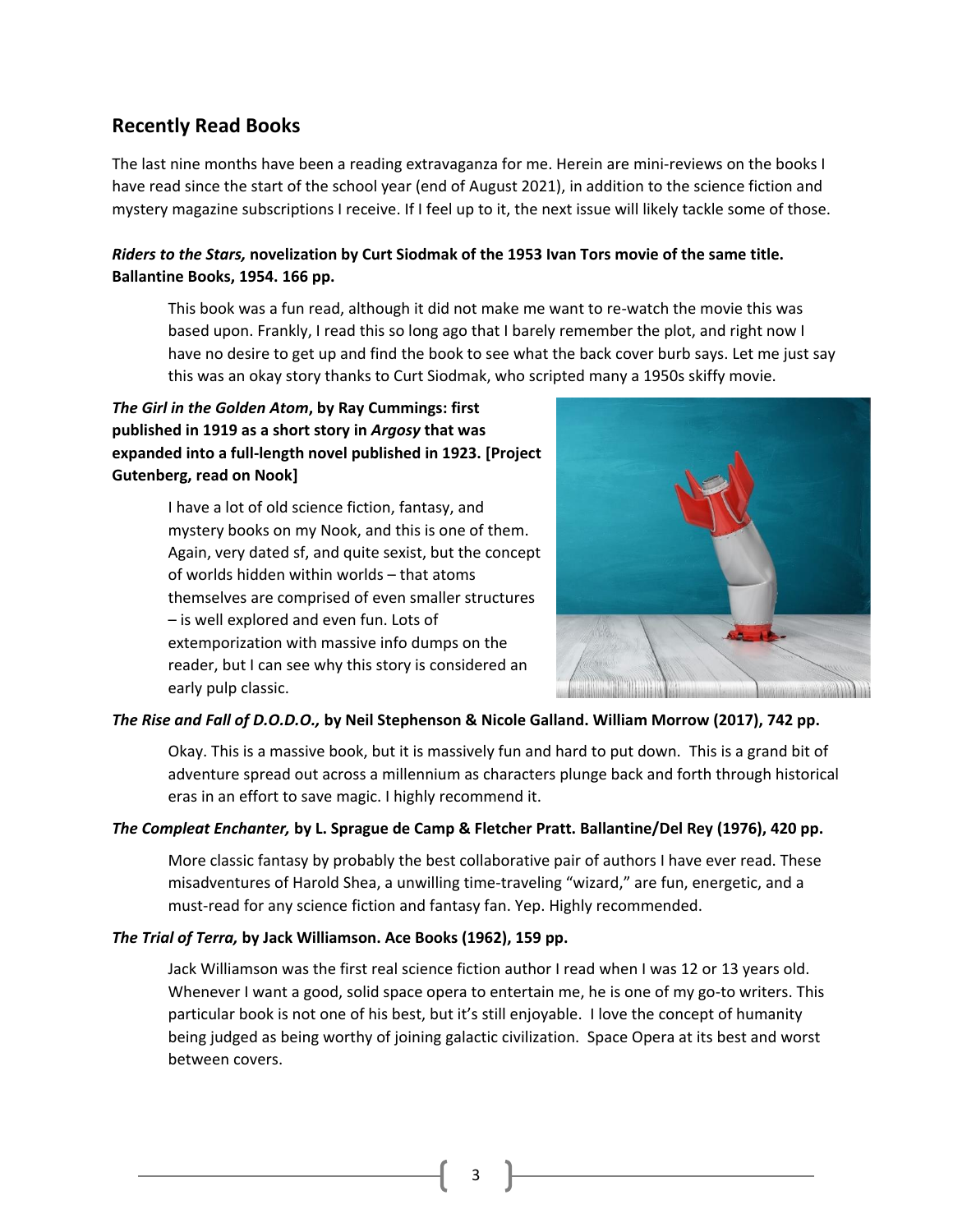## Recently Read Books

The last nine months have been a reading extravaganza for me. Herein are mini-reviews on the books I have read since the start of the school year (end of August 2021), in addition to the science fiction and mystery magazine subscriptions I receive. If I feel up to it, the next issue will likely tackle some of those.

***Riders to the Stars,* novelization by Curt Siodmak of the 1953 Ivan Tors movie of the same title. Ballantine Books, 1954. 166 pp.**

This book was a fun read, although it did not make me want to re-watch the movie this was based upon. Frankly, I read this so long ago that I barely remember the plot, and right now I have no desire to get up and find the book to see what the back cover burb says. Let me just say this was an okay story thanks to Curt Siodmak, who scripted many a 1950s skiffy movie.

***The Girl in the Golden Atom*, by Ray Cummings: first published in 1919 as a short story in *Argosy* that was expanded into a full-length novel published in 1923. [Project Gutenberg, read on Nook]**

I have a lot of old science fiction, fantasy, and mystery books on my Nook, and this is one of them. Again, very dated sf, and quite sexist, but the concept of worlds hidden within worlds – that atoms themselves are comprised of even smaller structures – is well explored and even fun. Lots of extemporization with massive info dumps on the reader, but I can see why this story is considered an early pulp classic.

***The Rise and Fall of D.O.D.O.,* by Neil Stephenson & Nicole Galland. William Morrow (2017), 742 pp.**

Okay. This is a massive book, but it is massively fun and hard to put down. This is a grand bit of adventure spread out across a millennium as characters plunge back and forth through historical eras in an effort to save magic. I highly recommend it.

***The Compleat Enchanter,* by L. Sprague de Camp & Fletcher Pratt. Ballantine/Del Rey (1976), 420 pp.**

More classic fantasy by probably the best collaborative pair of authors I have ever read. These misadventures of Harold Shea, a unwilling time-traveling "wizard," are fun, energetic, and a must-read for any science fiction and fantasy fan. Yep. Highly recommended.

***The Trial of Terra,* by Jack Williamson. Ace Books (1962), 159 pp.**

Jack Williamson was the first real science fiction author I read when I was 12 or 13 years old. Whenever I want a good, solid space opera to entertain me, he is one of my go-to writers. This particular book is not one of his best, but it's still enjoyable. I love the concept of humanity being judged as being worthy of joining galactic civilization. Space Opera at its best and worst between covers.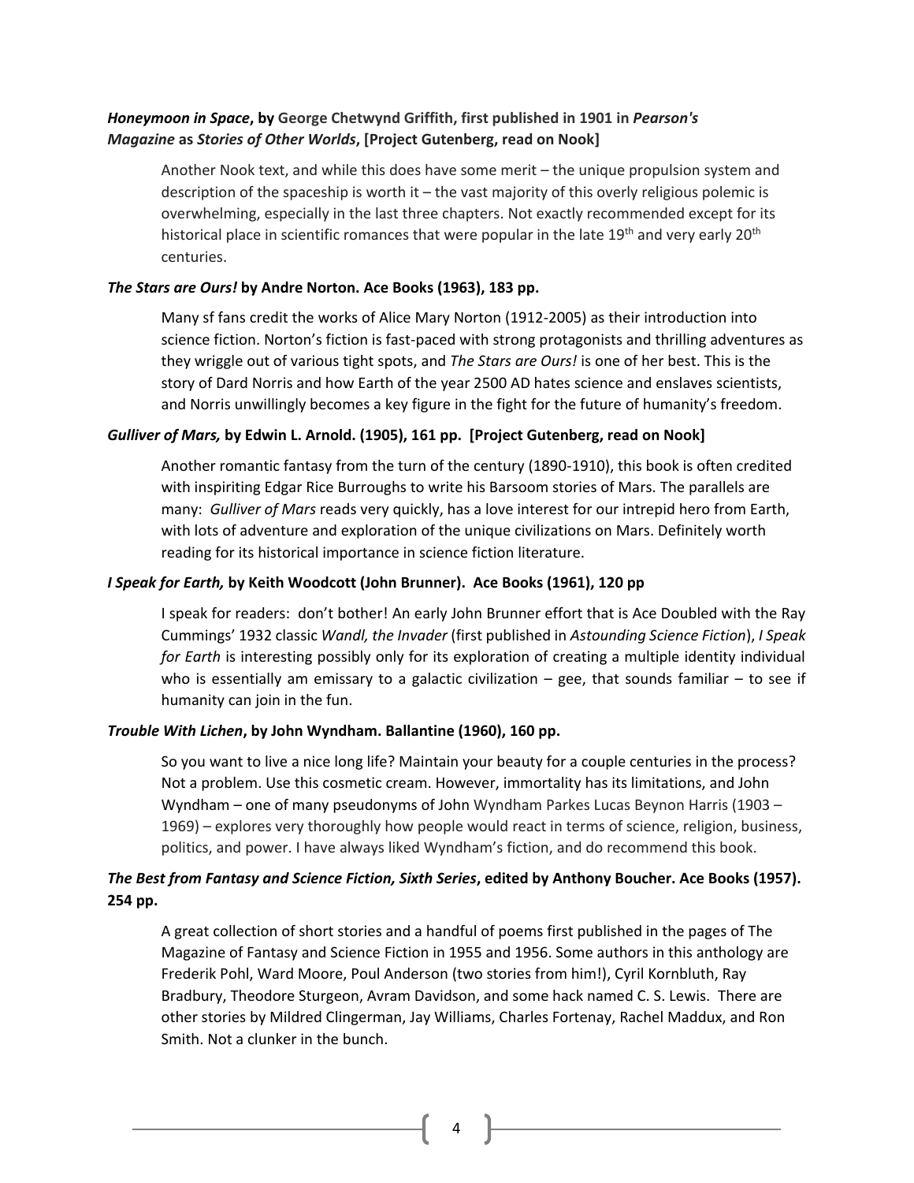***Honeymoon in Space*, by George Chetwynd Griffith, first published in 1901 in *Pearson's Magazine* as *Stories of Other Worlds*, [Project Gutenberg, read on Nook]**

Another Nook text, and while this does have some merit – the unique propulsion system and description of the spaceship is worth it – the vast majority of this overly religious polemic is overwhelming, especially in the last three chapters. Not exactly recommended except for its historical place in scientific romances that were popular in the late 19th and very early 20th centuries.

***The Stars are Ours!* by Andre Norton. Ace Books (1963), 183 pp.**

Many sf fans credit the works of Alice Mary Norton (1912-2005) as their introduction into science fiction. Norton's fiction is fast-paced with strong protagonists and thrilling adventures as they wriggle out of various tight spots, and *The Stars are Ours!* is one of her best. This is the story of Dard Norris and how Earth of the year 2500 AD hates science and enslaves scientists, and Norris unwillingly becomes a key figure in the fight for the future of humanity's freedom.

***Gulliver of Mars,* by Edwin L. Arnold. (1905), 161 pp. [Project Gutenberg, read on Nook]**

Another romantic fantasy from the turn of the century (1890-1910), this book is often credited with inspiriting Edgar Rice Burroughs to write his Barsoom stories of Mars. The parallels are many: *Gulliver of Mars* reads very quickly, has a love interest for our intrepid hero from Earth, with lots of adventure and exploration of the unique civilizations on Mars. Definitely worth reading for its historical importance in science fiction literature.

***I Speak for Earth,* by Keith Woodcott (John Brunner). Ace Books (1961), 120 pp**

I speak for readers: don't bother! An early John Brunner effort that is Ace Doubled with the Ray Cummings' 1932 classic *Wandl, the Invader* (first published in *Astounding Science Fiction*), *I Speak for Earth* is interesting possibly only for its exploration of creating a multiple identity individual who is essentially am emissary to a galactic civilization – gee, that sounds familiar – to see if humanity can join in the fun.

***Trouble With Lichen*, by John Wyndham. Ballantine (1960), 160 pp.**

So you want to live a nice long life? Maintain your beauty for a couple centuries in the process? Not a problem. Use this cosmetic cream. However, immortality has its limitations, and John Wyndham – one of many pseudonyms of John Wyndham Parkes Lucas Beynon Harris (1903 – 1969) – explores very thoroughly how people would react in terms of science, religion, business, politics, and power. I have always liked Wyndham's fiction, and do recommend this book.

***The Best from Fantasy and Science Fiction, Sixth Series*, edited by Anthony Boucher. Ace Books (1957). 254 pp.**

A great collection of short stories and a handful of poems first published in the pages of The Magazine of Fantasy and Science Fiction in 1955 and 1956. Some authors in this anthology are Frederik Pohl, Ward Moore, Poul Anderson (two stories from him!), Cyril Kornbluth, Ray Bradbury, Theodore Sturgeon, Avram Davidson, and some hack named C. S. Lewis. There are other stories by Mildred Clingerman, Jay Williams, Charles Fortenay, Rachel Maddux, and Ron Smith. Not a clunker in the bunch.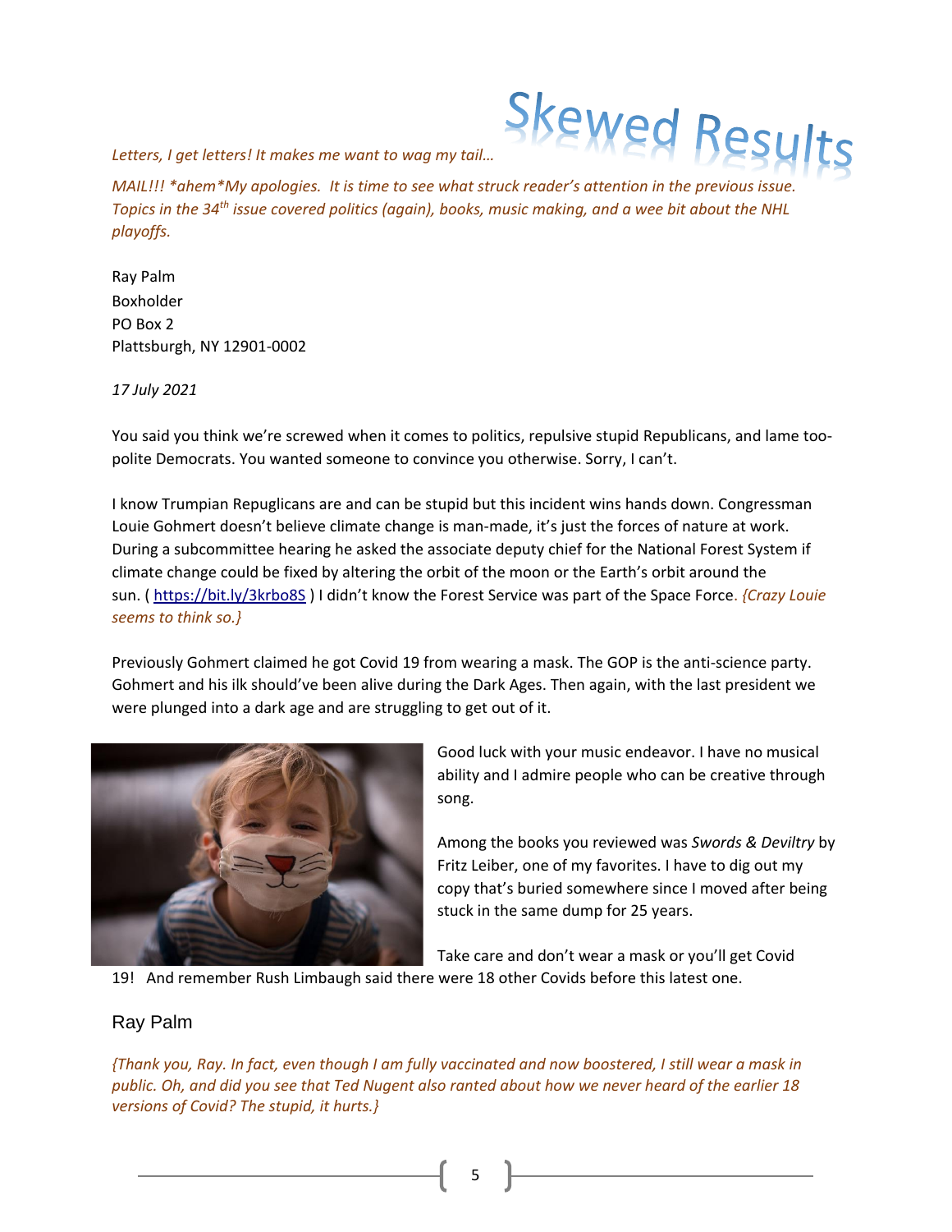# Skewed Results

*Letters, I get letters! It makes me want to wag my tail…*

*MAIL!!! \*ahem\*My apologies. It is time to see what struck reader's attention in the previous issue. Topics in the 34th issue covered politics (again), books, music making, and a wee bit about the NHL playoffs.*

Ray Palm
Boxholder
PO Box 2
Plattsburgh, NY 12901-0002

*17 July 2021*

You said you think we're screwed when it comes to politics, repulsive stupid Republicans, and lame too-polite Democrats. You wanted someone to convince you otherwise. Sorry, I can't.

I know Trumpian Repuglicans are and can be stupid but this incident wins hands down. Congressman Louie Gohmert doesn't believe climate change is man-made, it's just the forces of nature at work. During a subcommittee hearing he asked the associate deputy chief for the National Forest System if climate change could be fixed by altering the orbit of the moon or the Earth's orbit around the sun. ( https://bit.ly/3krbo8S ) I didn't know the Forest Service was part of the Space Force. *{Crazy Louie seems to think so.}*

Previously Gohmert claimed he got Covid 19 from wearing a mask. The GOP is the anti-science party. Gohmert and his ilk should've been alive during the Dark Ages. Then again, with the last president we were plunged into a dark age and are struggling to get out of it.

Good luck with your music endeavor. I have no musical ability and I admire people who can be creative through song.

Among the books you reviewed was *Swords & Deviltry* by Fritz Leiber, one of my favorites. I have to dig out my copy that's buried somewhere since I moved after being stuck in the same dump for 25 years.

Take care and don't wear a mask or you'll get Covid 19! And remember Rush Limbaugh said there were 18 other Covids before this latest one.

Ray Palm

*{Thank you, Ray. In fact, even though I am fully vaccinated and now boostered, I still wear a mask in public. Oh, and did you see that Ted Nugent also ranted about how we never heard of the earlier 18 versions of Covid? The stupid, it hurts.}*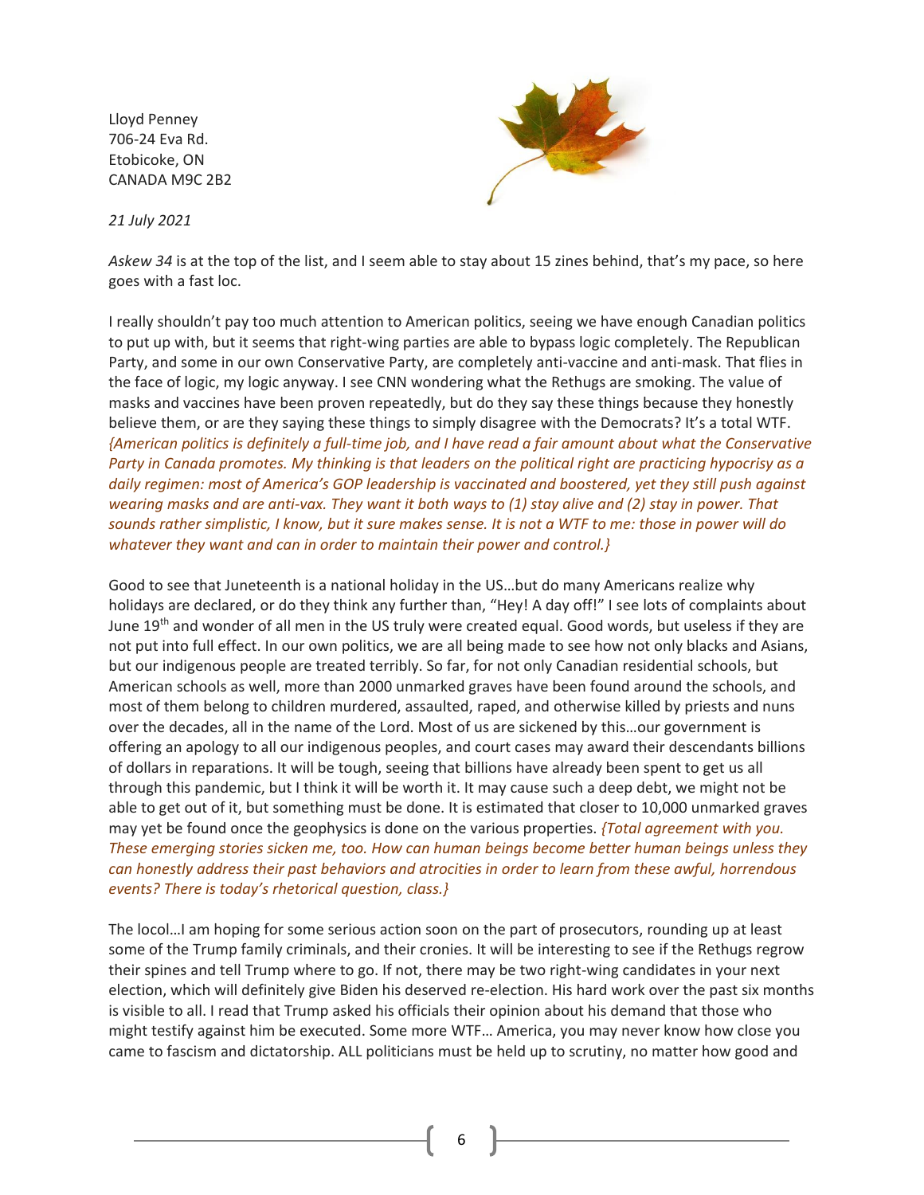Lloyd Penney
706-24 Eva Rd.
Etobicoke, ON
CANADA M9C 2B2

*21 July 2021*

*Askew 34* is at the top of the list, and I seem able to stay about 15 zines behind, that's my pace, so here goes with a fast loc.

I really shouldn't pay too much attention to American politics, seeing we have enough Canadian politics to put up with, but it seems that right-wing parties are able to bypass logic completely. The Republican Party, and some in our own Conservative Party, are completely anti-vaccine and anti-mask. That flies in the face of logic, my logic anyway. I see CNN wondering what the Rethugs are smoking. The value of masks and vaccines have been proven repeatedly, but do they say these things because they honestly believe them, or are they saying these things to simply disagree with the Democrats? It's a total WTF. *{American politics is definitely a full-time job, and I have read a fair amount about what the Conservative Party in Canada promotes. My thinking is that leaders on the political right are practicing hypocrisy as a daily regimen: most of America's GOP leadership is vaccinated and boostered, yet they still push against wearing masks and are anti-vax. They want it both ways to (1) stay alive and (2) stay in power. That sounds rather simplistic, I know, but it sure makes sense. It is not a WTF to me: those in power will do whatever they want and can in order to maintain their power and control.}*

Good to see that Juneteenth is a national holiday in the US…but do many Americans realize why holidays are declared, or do they think any further than, "Hey! A day off!" I see lots of complaints about June 19th and wonder of all men in the US truly were created equal. Good words, but useless if they are not put into full effect. In our own politics, we are all being made to see how not only blacks and Asians, but our indigenous people are treated terribly. So far, for not only Canadian residential schools, but American schools as well, more than 2000 unmarked graves have been found around the schools, and most of them belong to children murdered, assaulted, raped, and otherwise killed by priests and nuns over the decades, all in the name of the Lord. Most of us are sickened by this…our government is offering an apology to all our indigenous peoples, and court cases may award their descendants billions of dollars in reparations. It will be tough, seeing that billions have already been spent to get us all through this pandemic, but I think it will be worth it. It may cause such a deep debt, we might not be able to get out of it, but something must be done. It is estimated that closer to 10,000 unmarked graves may yet be found once the geophysics is done on the various properties. *{Total agreement with you. These emerging stories sicken me, too. How can human beings become better human beings unless they can honestly address their past behaviors and atrocities in order to learn from these awful, horrendous events? There is today's rhetorical question, class.}*

The locol…I am hoping for some serious action soon on the part of prosecutors, rounding up at least some of the Trump family criminals, and their cronies. It will be interesting to see if the Rethugs regrow their spines and tell Trump where to go. If not, there may be two right-wing candidates in your next election, which will definitely give Biden his deserved re-election. His hard work over the past six months is visible to all. I read that Trump asked his officials their opinion about his demand that those who might testify against him be executed. Some more WTF… America, you may never know how close you came to fascism and dictatorship. ALL politicians must be held up to scrutiny, no matter how good and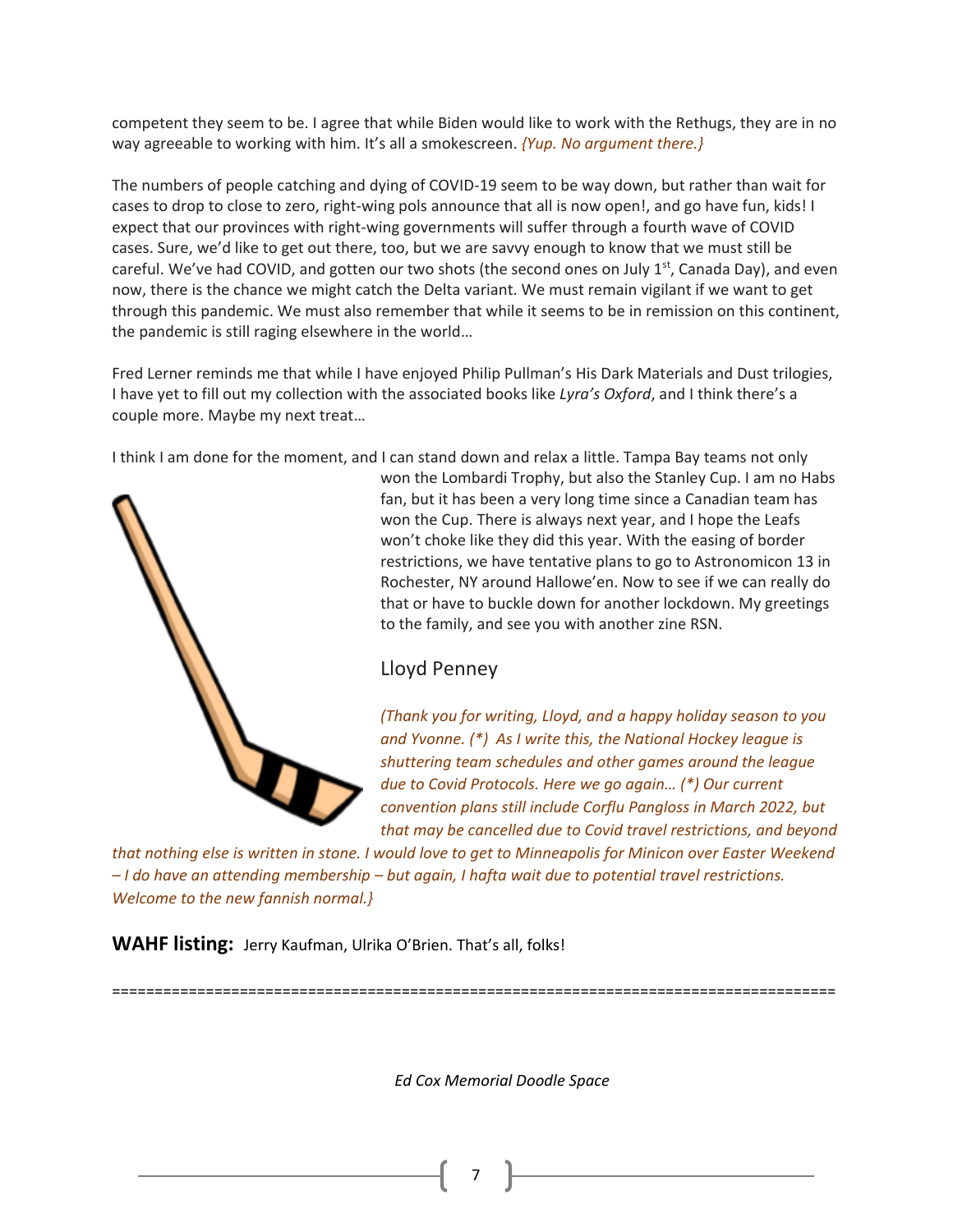competent they seem to be. I agree that while Biden would like to work with the Rethugs, they are in no way agreeable to working with him. It's all a smokescreen. *{Yup. No argument there.}*

The numbers of people catching and dying of COVID-19 seem to be way down, but rather than wait for cases to drop to close to zero, right-wing pols announce that all is now open!, and go have fun, kids! I expect that our provinces with right-wing governments will suffer through a fourth wave of COVID cases. Sure, we'd like to get out there, too, but we are savvy enough to know that we must still be careful. We've had COVID, and gotten our two shots (the second ones on July 1st, Canada Day), and even now, there is the chance we might catch the Delta variant. We must remain vigilant if we want to get through this pandemic. We must also remember that while it seems to be in remission on this continent, the pandemic is still raging elsewhere in the world…

Fred Lerner reminds me that while I have enjoyed Philip Pullman's His Dark Materials and Dust trilogies, I have yet to fill out my collection with the associated books like *Lyra's Oxford*, and I think there's a couple more. Maybe my next treat…

I think I am done for the moment, and I can stand down and relax a little. Tampa Bay teams not only won the Lombardi Trophy, but also the Stanley Cup. I am no Habs fan, but it has been a very long time since a Canadian team has won the Cup. There is always next year, and I hope the Leafs won't choke like they did this year. With the easing of border restrictions, we have tentative plans to go to Astronomicon 13 in Rochester, NY around Hallowe'en. Now to see if we can really do that or have to buckle down for another lockdown. My greetings to the family, and see you with another zine RSN.

Lloyd Penney

*(Thank you for writing, Lloyd, and a happy holiday season to you and Yvonne. (\*) As I write this, the National Hockey league is shuttering team schedules and other games around the league due to Covid Protocols. Here we go again… (\*) Our current convention plans still include Corflu Pangloss in March 2022, but that may be cancelled due to Covid travel restrictions, and beyond that nothing else is written in stone. I would love to get to Minneapolis for Minicon over Easter Weekend – I do have an attending membership – but again, I hafta wait due to potential travel restrictions. Welcome to the new fannish normal.}*

**WAHF listing:** Jerry Kaufman, Ulrika O'Brien. That's all, folks!

===================================================================================

*Ed Cox Memorial Doodle Space*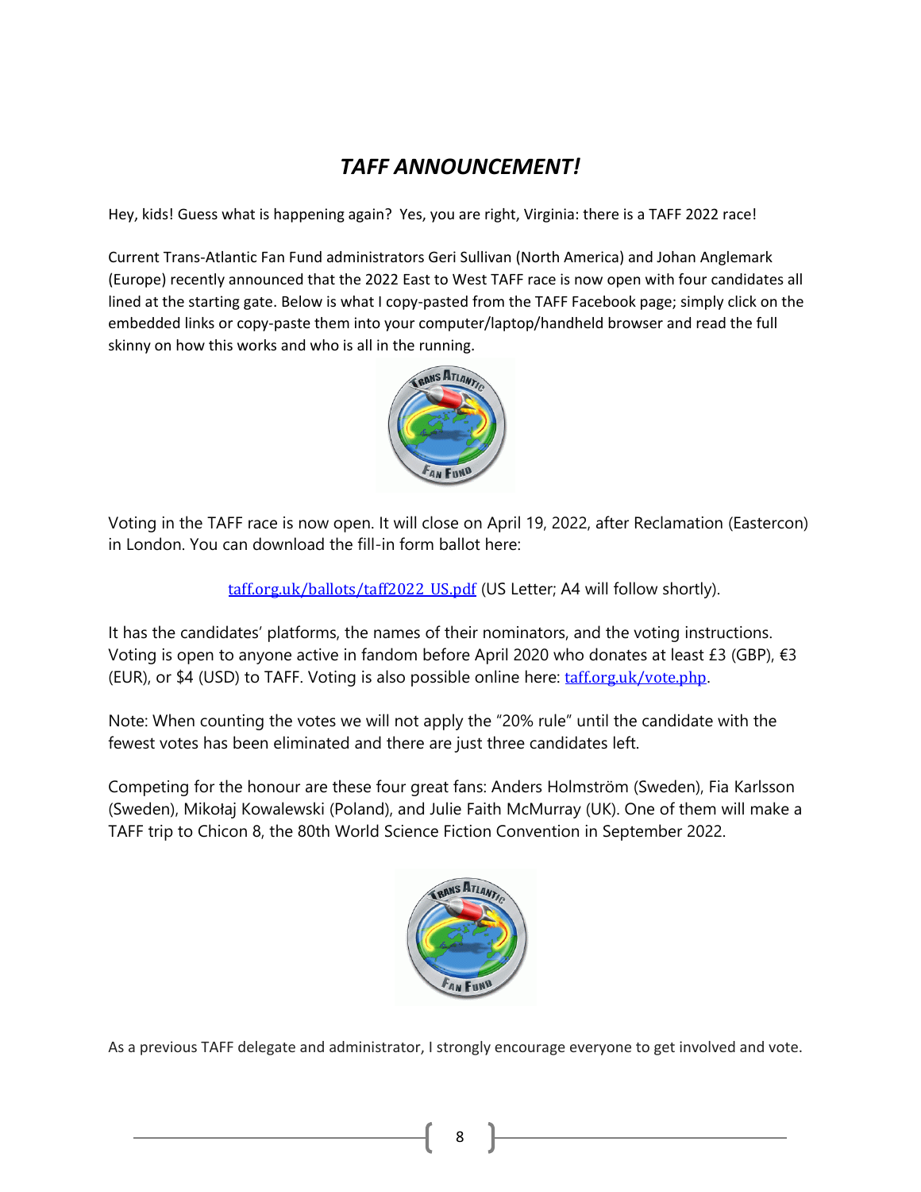## *TAFF ANNOUNCEMENT!*

Hey, kids! Guess what is happening again? Yes, you are right, Virginia: there is a TAFF 2022 race!

Current Trans-Atlantic Fan Fund administrators Geri Sullivan (North America) and Johan Anglemark (Europe) recently announced that the 2022 East to West TAFF race is now open with four candidates all lined at the starting gate. Below is what I copy-pasted from the TAFF Facebook page; simply click on the embedded links or copy-paste them into your computer/laptop/handheld browser and read the full skinny on how this works and who is all in the running.

Voting in the TAFF race is now open. It will close on April 19, 2022, after Reclamation (Eastercon) in London. You can download the fill-in form ballot here:

[taff.org.uk/ballots/taff2022_US.pdf](taff.org.uk/ballots/taff2022_US.pdf) (US Letter; A4 will follow shortly).

It has the candidates' platforms, the names of their nominators, and the voting instructions. Voting is open to anyone active in fandom before April 2020 who donates at least £3 (GBP), €3 (EUR), or $4 (USD) to TAFF. Voting is also possible online here: [taff.org.uk/vote.php](taff.org.uk/vote.php).

Note: When counting the votes we will not apply the "20% rule" until the candidate with the fewest votes has been eliminated and there are just three candidates left.

Competing for the honour are these four great fans: Anders Holmström (Sweden), Fia Karlsson (Sweden), Mikołaj Kowalewski (Poland), and Julie Faith McMurray (UK). One of them will make a TAFF trip to Chicon 8, the 80th World Science Fiction Convention in September 2022.

As a previous TAFF delegate and administrator, I strongly encourage everyone to get involved and vote.